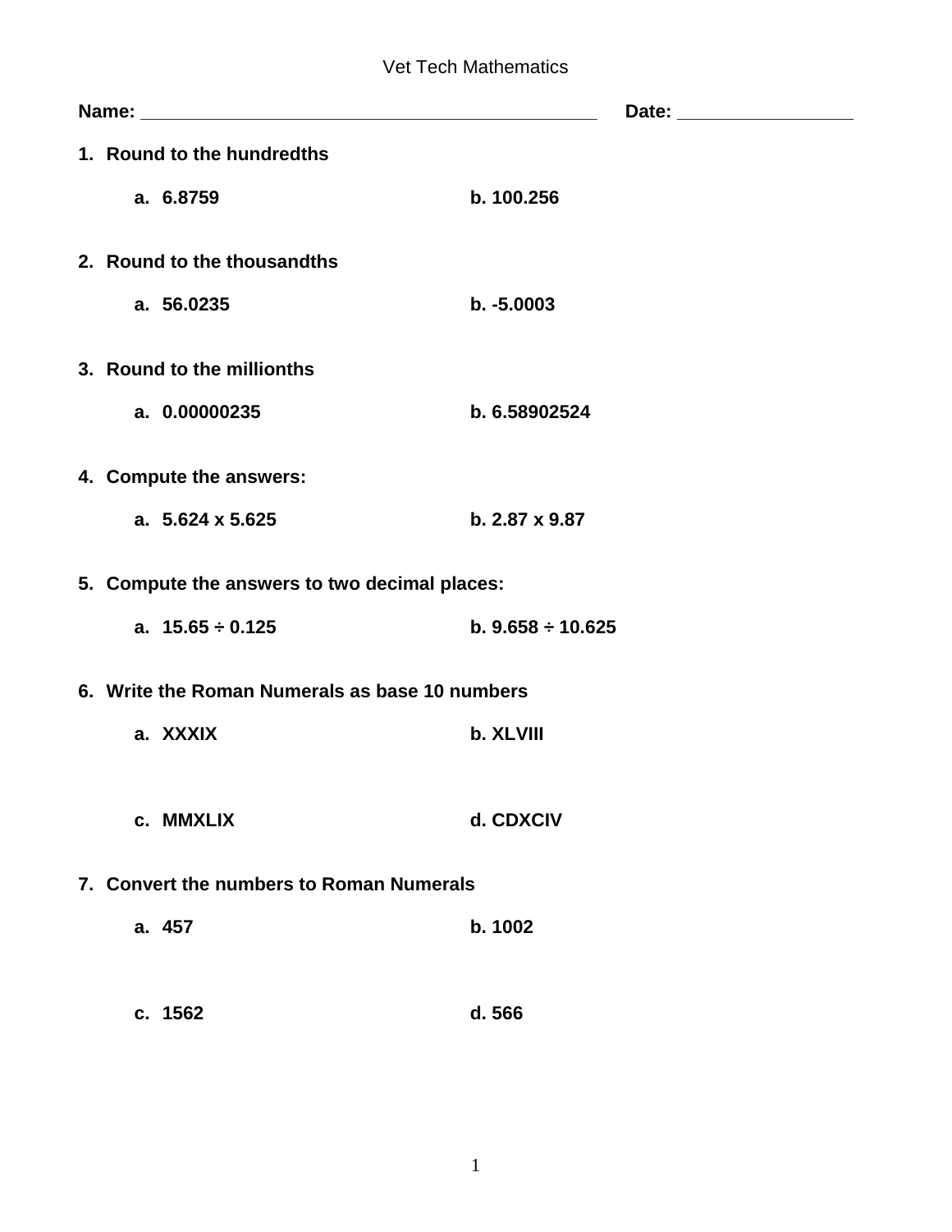# Vet Tech Mathematics

**Name:** _______________________________________________ **Date:** _________________

1. **Round to the hundredths**

   a. **6.8759** b. **100.256**

2. **Round to the thousandths**

   a. **56.0235** b. **-5.0003**

3. **Round to the millionths**

   a. **0.00000235** b. **6.58902524**

4. **Compute the answers:**

   a. **5.624 x 5.625** b. **2.87 x 9.87**

5. **Compute the answers to two decimal places:**

   a. **15.65 ÷ 0.125** b. **9.658 ÷ 10.625**

6. **Write the Roman Numerals as base 10 numbers**

   a. **XXXIX** b. **XLVIII**

   c. **MMXLIX** d. **CDXCIV**

7. **Convert the numbers to Roman Numerals**

   a. **457** b. **1002**

   c. **1562** d. **566**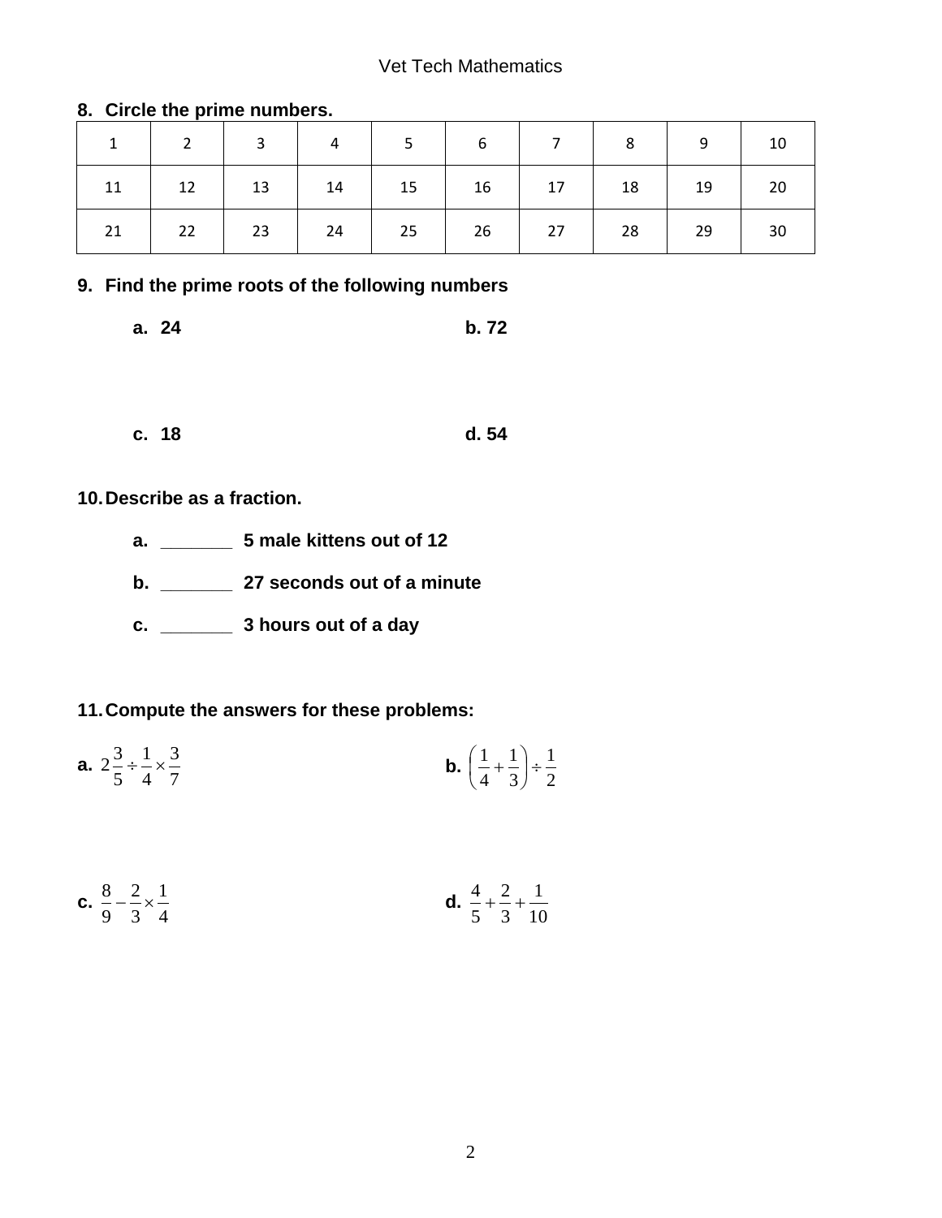**8. Circle the prime numbers.**

| 1 | 2 | 3 | 4 | 5 | 6 | 7 | 8 | 9 | 10 |
|---|---|---|---|---|---|---|---|---|---|
| 11 | 12 | 13 | 14 | 15 | 16 | 17 | 18 | 19 | 20 |
| 21 | 22 | 23 | 24 | 25 | 26 | 27 | 28 | 29 | 30 |

**9. Find the prime roots of the following numbers**

**a. 24**

**b. 72**

**c. 18**

**d. 54**

**10. Describe as a fraction.**

**a.** _______ **5 male kittens out of 12**

**b.** _______ **27 seconds out of a minute**

**c.** _______ **3 hours out of a day**

**11. Compute the answers for these problems:**

**a.** $2\frac{3}{5} \div \frac{1}{4} \times \frac{3}{7}$

**b.** $\left(\frac{1}{4} + \frac{1}{3}\right) \div \frac{1}{2}$

**c.** $\frac{8}{9} - \frac{2}{3} \times \frac{1}{4}$

**d.** $\frac{4}{5} + \frac{2}{3} + \frac{1}{10}$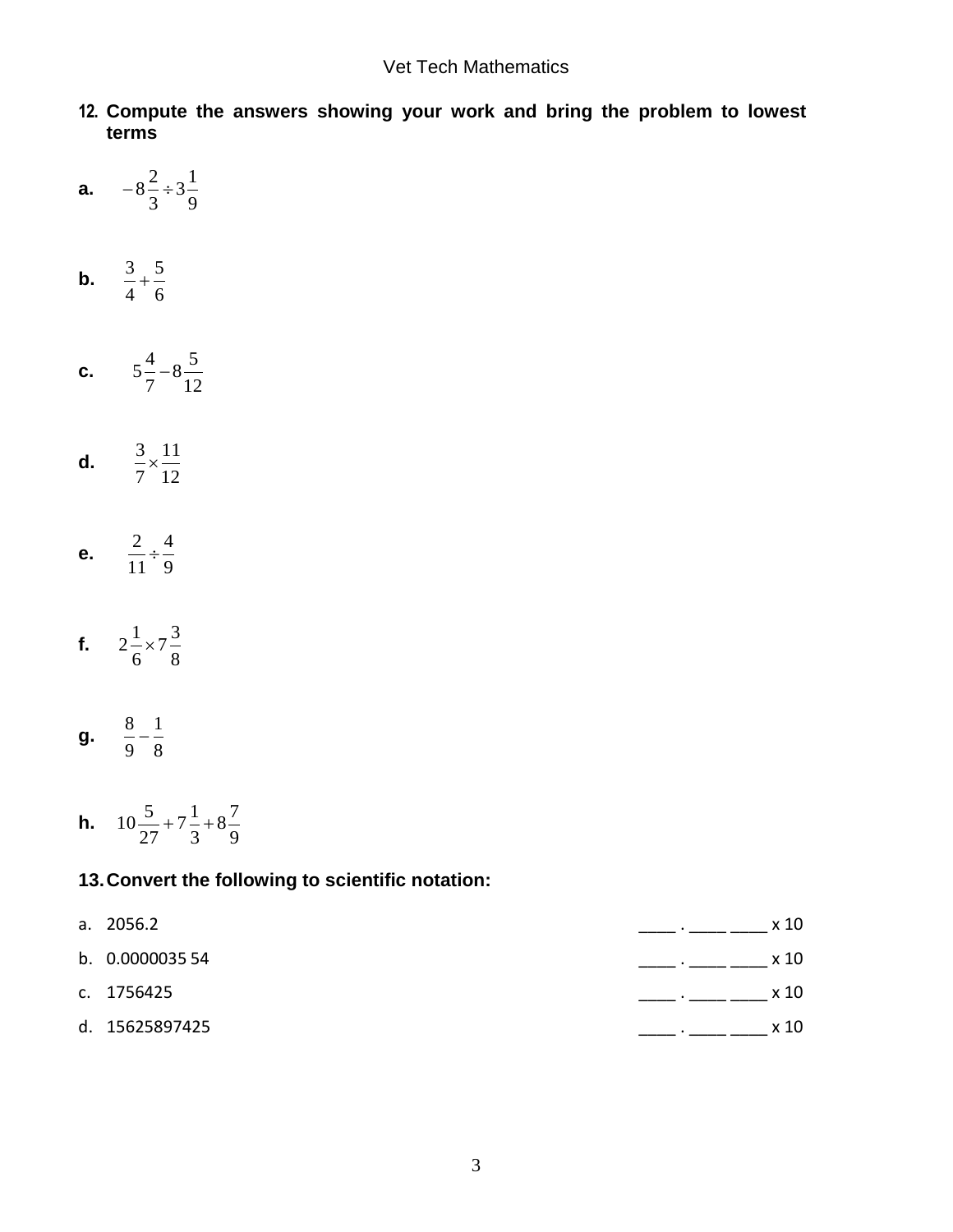12. **Compute the answers showing your work and bring the problem to lowest terms**

**a.** $-8\frac{2}{3} \div 3\frac{1}{9}$

**b.** $\frac{3}{4} + \frac{5}{6}$

**c.** $5\frac{4}{7} - 8\frac{5}{12}$

**d.** $\frac{3}{7} \times \frac{11}{12}$

**e.** $\frac{2}{11} \div \frac{4}{9}$

**f.** $2\frac{1}{6} \times 7\frac{3}{8}$

**g.** $\frac{8}{9} - \frac{1}{8}$

**h.** $10\frac{5}{27} + 7\frac{1}{3} + 8\frac{7}{9}$

## 13. Convert the following to scientific notation:

a. 2056.2 ____ . ____ ____ x 10

b. 0.0000035 54 ____ . ____ ____ x 10

c. 1756425 ____ . ____ ____ x 10

d. 15625897425 ____ . ____ ____ x 10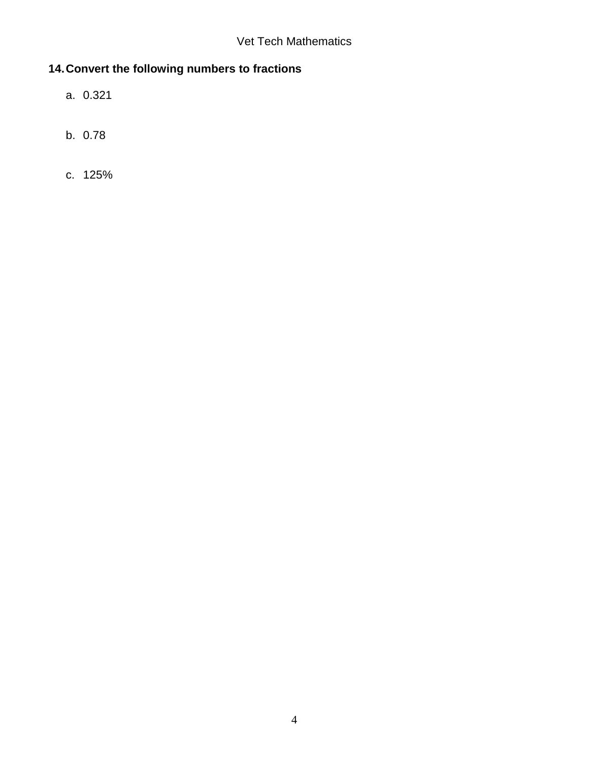**14. Convert the following numbers to fractions**

a. 0.321

b. 0.78

c. 125%